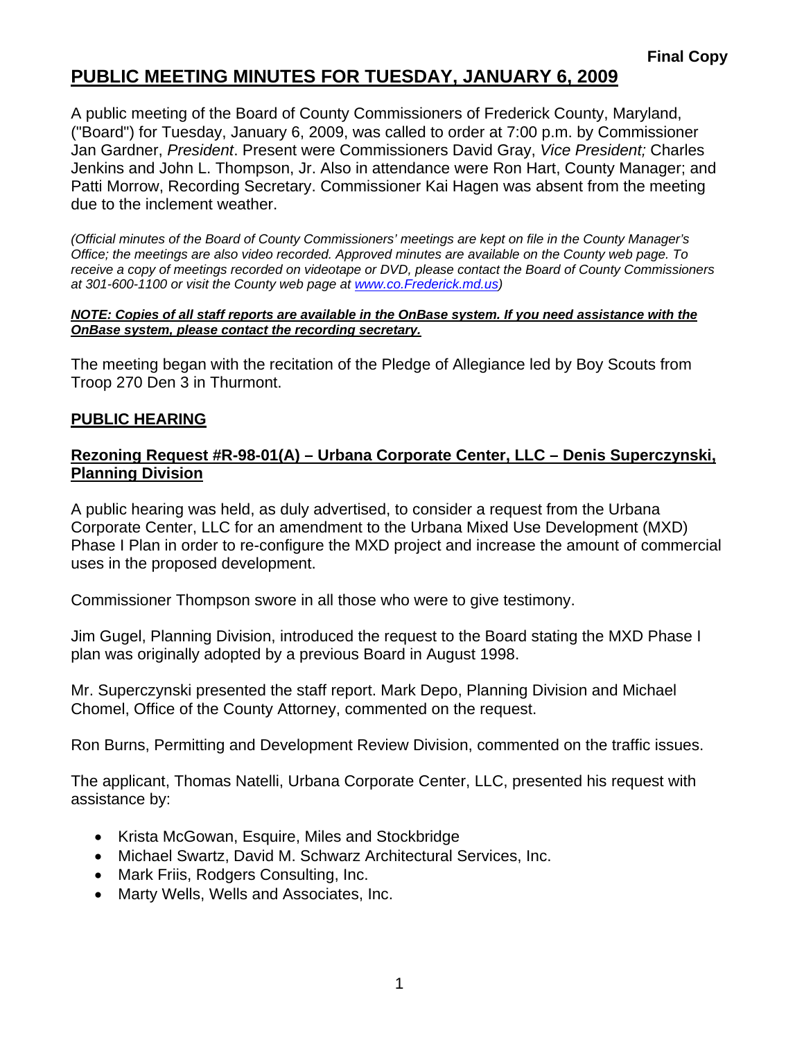**Final Copy**

# PUBLIC MEETING MINUTES FOR TUESDAY, JANUARY 6, 2009

A public meeting of the Board of County Commissioners of Frederick County, Maryland, ("Board") for Tuesday, January 6, 2009, was called to order at 7:00 p.m. by Commissioner Jan Gardner, *President*. Present were Commissioners David Gray, *Vice President;* Charles Jenkins and John L. Thompson, Jr. Also in attendance were Ron Hart, County Manager; and Patti Morrow, Recording Secretary. Commissioner Kai Hagen was absent from the meeting due to the inclement weather.

*(Official minutes of the Board of County Commissioners' meetings are kept on file in the County Manager's Office; the meetings are also video recorded. Approved minutes are available on the County web page. To receive a copy of meetings recorded on videotape or DVD, please contact the Board of County Commissioners at 301-600-1100 or visit the County web page at www.co.Frederick.md.us)*

***NOTE: Copies of all staff reports are available in the OnBase system. If you need assistance with the OnBase system, please contact the recording secretary.***

The meeting began with the recitation of the Pledge of Allegiance led by Boy Scouts from Troop 270 Den 3 in Thurmont.

## PUBLIC HEARING

### Rezoning Request #R-98-01(A) – Urbana Corporate Center, LLC – Denis Superczynski, Planning Division

A public hearing was held, as duly advertised, to consider a request from the Urbana Corporate Center, LLC for an amendment to the Urbana Mixed Use Development (MXD) Phase I Plan in order to re-configure the MXD project and increase the amount of commercial uses in the proposed development.

Commissioner Thompson swore in all those who were to give testimony.

Jim Gugel, Planning Division, introduced the request to the Board stating the MXD Phase I plan was originally adopted by a previous Board in August 1998.

Mr. Superczynski presented the staff report. Mark Depo, Planning Division and Michael Chomel, Office of the County Attorney, commented on the request.

Ron Burns, Permitting and Development Review Division, commented on the traffic issues.

The applicant, Thomas Natelli, Urbana Corporate Center, LLC, presented his request with assistance by:

- Krista McGowan, Esquire, Miles and Stockbridge
- Michael Swartz, David M. Schwarz Architectural Services, Inc.
- Mark Friis, Rodgers Consulting, Inc.
- Marty Wells, Wells and Associates, Inc.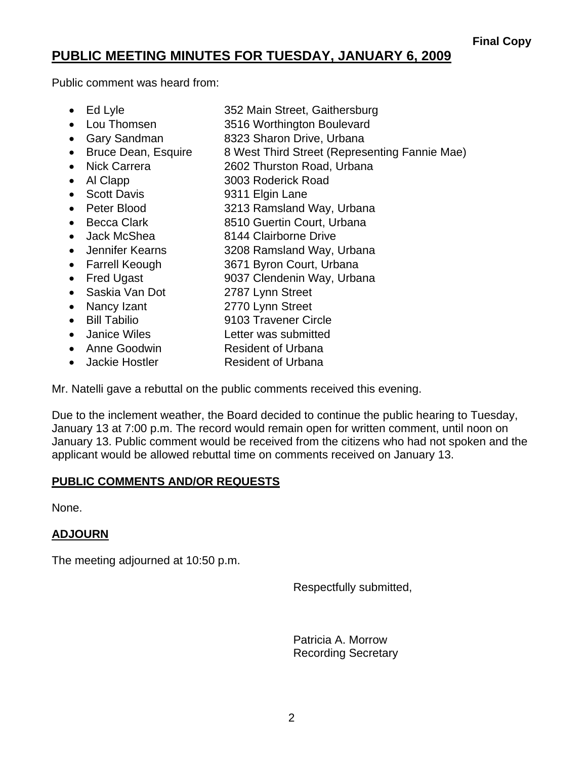**Final Copy**

# PUBLIC MEETING MINUTES FOR TUESDAY, JANUARY 6, 2009

Public comment was heard from:

- Ed Lyle — 352 Main Street, Gaithersburg
- Lou Thomsen — 3516 Worthington Boulevard
- Gary Sandman — 8323 Sharon Drive, Urbana
- Bruce Dean, Esquire — 8 West Third Street (Representing Fannie Mae)
- Nick Carrera — 2602 Thurston Road, Urbana
- Al Clapp — 3003 Roderick Road
- Scott Davis — 9311 Elgin Lane
- Peter Blood — 3213 Ramsland Way, Urbana
- Becca Clark — 8510 Guertin Court, Urbana
- Jack McShea — 8144 Clairborne Drive
- Jennifer Kearns — 3208 Ramsland Way, Urbana
- Farrell Keough — 3671 Byron Court, Urbana
- Fred Ugast — 9037 Clendenin Way, Urbana
- Saskia Van Dot — 2787 Lynn Street
- Nancy Izant — 2770 Lynn Street
- Bill Tabilio — 9103 Travener Circle
- Janice Wiles — Letter was submitted
- Anne Goodwin — Resident of Urbana
- Jackie Hostler — Resident of Urbana

Mr. Natelli gave a rebuttal on the public comments received this evening.

Due to the inclement weather, the Board decided to continue the public hearing to Tuesday, January 13 at 7:00 p.m. The record would remain open for written comment, until noon on January 13. Public comment would be received from the citizens who had not spoken and the applicant would be allowed rebuttal time on comments received on January 13.

## PUBLIC COMMENTS AND/OR REQUESTS

None.

## ADJOURN

The meeting adjourned at 10:50 p.m.

Respectfully submitted,

Patricia A. Morrow
Recording Secretary